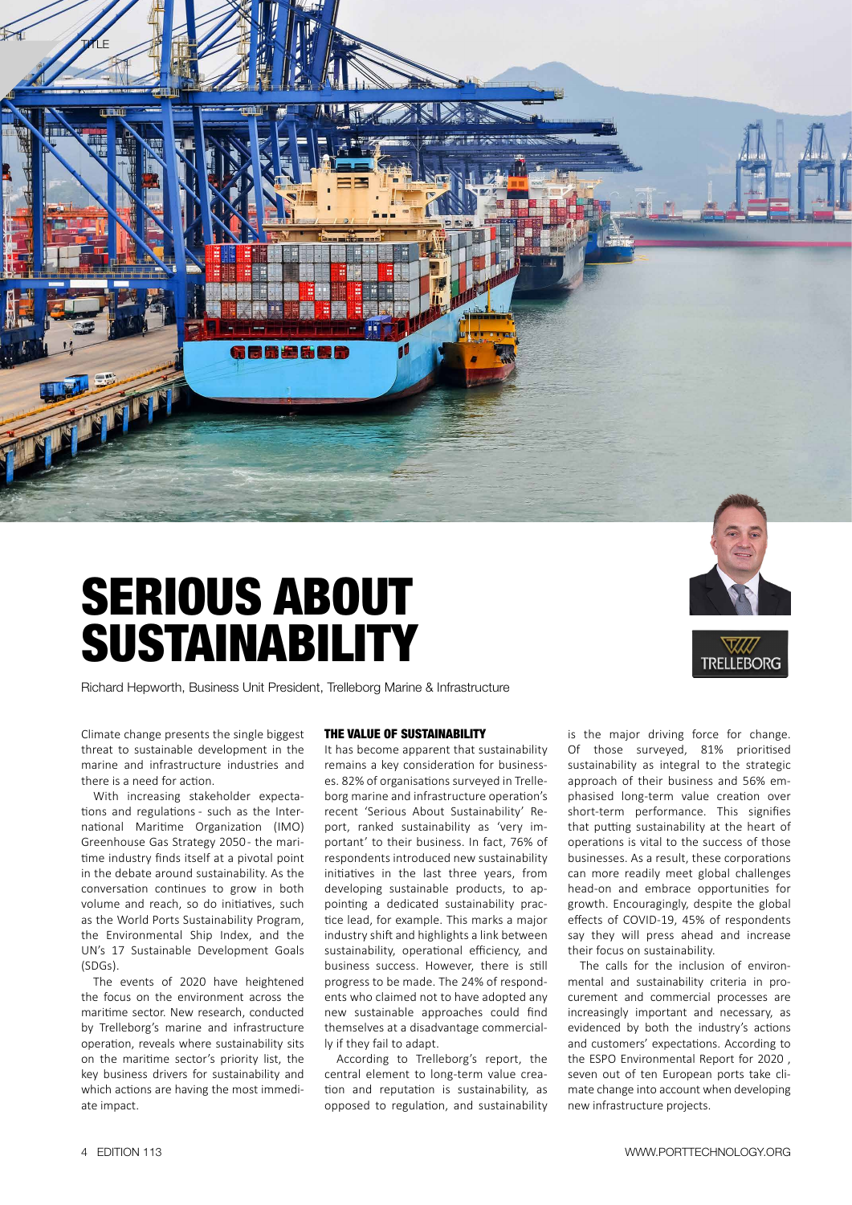# SERIOUS ABOUT SUSTAINABILITY

Richard Hepworth, Business Unit President, Trelleborg Marine & Infrastructure

Climate change presents the single biggest threat to sustainable development in the marine and infrastructure industries and there is a need for action.

With increasing stakeholder expectations and regulations - such as the International Maritime Organization (IMO) Greenhouse Gas Strategy 2050 - the maritime industry finds itself at a pivotal point in the debate around sustainability. As the conversation continues to grow in both volume and reach, so do initiatives, such as the World Ports Sustainability Program, the Environmental Ship Index, and the UN's 17 Sustainable Development Goals (SDGs).

The events of 2020 have heightened the focus on the environment across the maritime sector. New research, conducted by Trelleborg's marine and infrastructure operation, reveals where sustainability sits on the maritime sector's priority list, the key business drivers for sustainability and which actions are having the most immediate impact.

## THE VALUE OF SUSTAINABILITY

It has become apparent that sustainability remains a key consideration for businesses. 82% of organisations surveyed in Trelleborg marine and infrastructure operation's recent 'Serious About Sustainability' Report, ranked sustainability as 'very important' to their business. In fact, 76% of respondents introduced new sustainability initiatives in the last three years, from developing sustainable products, to appointing a dedicated sustainability practice lead, for example. This marks a major industry shift and highlights a link between sustainability, operational efficiency, and business success. However, there is still progress to be made. The 24% of respondents who claimed not to have adopted any new sustainable approaches could find themselves at a disadvantage commercially if they fail to adapt.

According to Trelleborg's report, the central element to long-term value creation and reputation is sustainability, as opposed to regulation, and sustainability is the major driving force for change. Of those surveyed, 81% prioritised sustainability as integral to the strategic approach of their business and 56% emphasised long-term value creation over short-term performance. This signifies that putting sustainability at the heart of operations is vital to the success of those businesses. As a result, these corporations can more readily meet global challenges head-on and embrace opportunities for growth. Encouragingly, despite the global effects of COVID-19, 45% of respondents say they will press ahead and increase their focus on sustainability.

The calls for the inclusion of environmental and sustainability criteria in procurement and commercial processes are increasingly important and necessary, as evidenced by both the industry's actions and customers' expectations. According to the ESPO Environmental Report for 2020 , seven out of ten European ports take climate change into account when developing new infrastructure projects.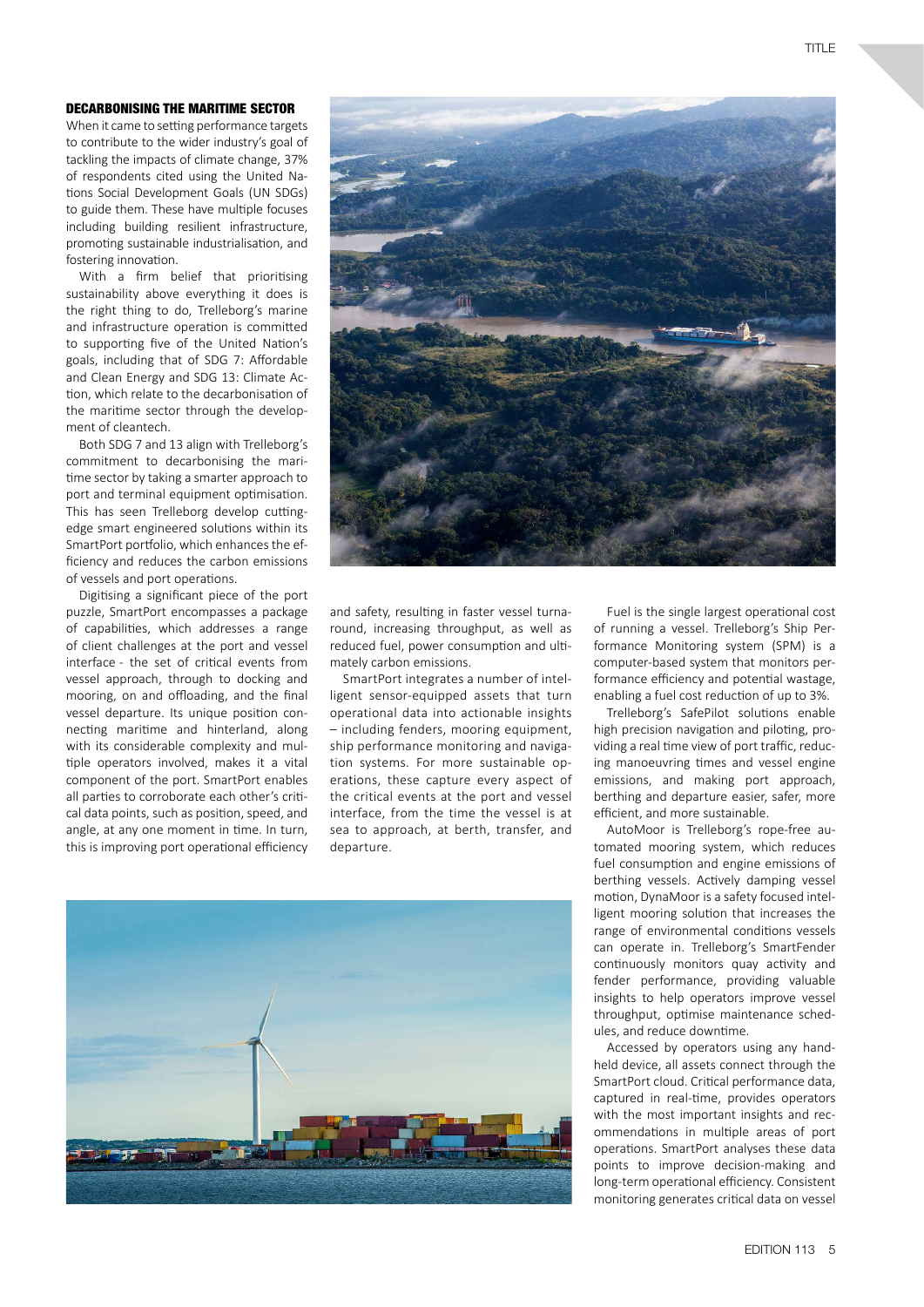### DECARBONISING THE MARITIME SECTOR

When it came to setting performance targets to contribute to the wider industry's goal of tackling the impacts of climate change, 37% of respondents cited using the United Nations Social Development Goals (UN SDGs) to guide them. These have multiple focuses including building resilient infrastructure, promoting sustainable industrialisation, and fostering innovation.

With a firm belief that prioritising sustainability above everything it does is the right thing to do, Trelleborg's marine and infrastructure operation is committed to supporting five of the United Nation's goals, including that of SDG 7: Affordable and Clean Energy and SDG 13: Climate Action, which relate to the decarbonisation of the maritime sector through the development of cleantech.

Both SDG 7 and 13 align with Trelleborg's commitment to decarbonising the maritime sector by taking a smarter approach to port and terminal equipment optimisation. This has seen Trelleborg develop cutting-edge smart engineered solutions within its SmartPort portfolio, which enhances the efficiency and reduces the carbon emissions of vessels and port operations.

Digitising a significant piece of the port puzzle, SmartPort encompasses a package of capabilities, which addresses a range of client challenges at the port and vessel interface - the set of critical events from vessel approach, through to docking and mooring, on and offloading, and the final vessel departure. Its unique position connecting maritime and hinterland, along with its considerable complexity and multiple operators involved, makes it a vital component of the port. SmartPort enables all parties to corroborate each other's critical data points, such as position, speed, and angle, at any one moment in time. In turn, this is improving port operational efficiency and safety, resulting in faster vessel turnaround, increasing throughput, as well as reduced fuel, power consumption and ultimately carbon emissions.

SmartPort integrates a number of intelligent sensor-equipped assets that turn operational data into actionable insights – including fenders, mooring equipment, ship performance monitoring and navigation systems. For more sustainable operations, these capture every aspect of the critical events at the port and vessel interface, from the time the vessel is at sea to approach, at berth, transfer, and departure.

Fuel is the single largest operational cost of running a vessel. Trelleborg's Ship Performance Monitoring system (SPM) is a computer-based system that monitors performance efficiency and potential wastage, enabling a fuel cost reduction of up to 3%.

Trelleborg's SafePilot solutions enable high precision navigation and piloting, providing a real time view of port traffic, reducing manoeuvring times and vessel engine emissions, and making port approach, berthing and departure easier, safer, more efficient, and more sustainable.

AutoMoor is Trelleborg's rope-free automated mooring system, which reduces fuel consumption and engine emissions of berthing vessels. Actively damping vessel motion, DynaMoor is a safety focused intelligent mooring solution that increases the range of environmental conditions vessels can operate in. Trelleborg's SmartFender continuously monitors quay activity and fender performance, providing valuable insights to help operators improve vessel throughput, optimise maintenance schedules, and reduce downtime.

Accessed by operators using any handheld device, all assets connect through the SmartPort cloud. Critical performance data, captured in real-time, provides operators with the most important insights and recommendations in multiple areas of port operations. SmartPort analyses these data points to improve decision-making and long-term operational efficiency. Consistent monitoring generates critical data on vessel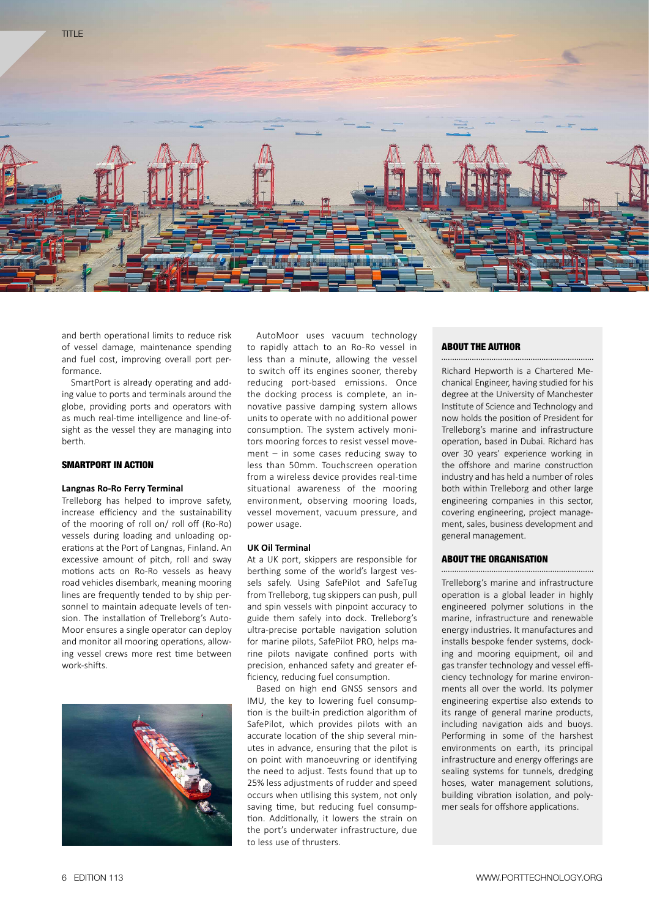and berth operational limits to reduce risk of vessel damage, maintenance spending and fuel cost, improving overall port performance.

SmartPort is already operating and adding value to ports and terminals around the globe, providing ports and operators with as much real-time intelligence and line-of-sight as the vessel they are managing into berth.

## SMARTPORT IN ACTION

### Langnas Ro-Ro Ferry Terminal

Trelleborg has helped to improve safety, increase efficiency and the sustainability of the mooring of roll on/ roll off (Ro-Ro) vessels during loading and unloading operations at the Port of Langnas, Finland. An excessive amount of pitch, roll and sway motions acts on Ro-Ro vessels as heavy road vehicles disembark, meaning mooring lines are frequently tended to by ship personnel to maintain adequate levels of tension. The installation of Trelleborg's AutoMoor ensures a single operator can deploy and monitor all mooring operations, allowing vessel crews more rest time between work-shifts.

AutoMoor uses vacuum technology to rapidly attach to an Ro-Ro vessel in less than a minute, allowing the vessel to switch off its engines sooner, thereby reducing port-based emissions. Once the docking process is complete, an innovative passive damping system allows units to operate with no additional power consumption. The system actively monitors mooring forces to resist vessel movement – in some cases reducing sway to less than 50mm. Touchscreen operation from a wireless device provides real-time situational awareness of the mooring environment, observing mooring loads, vessel movement, vacuum pressure, and power usage.

### UK Oil Terminal

At a UK port, skippers are responsible for berthing some of the world's largest vessels safely. Using SafePilot and SafeTug from Trelleborg, tug skippers can push, pull and spin vessels with pinpoint accuracy to guide them safely into dock. Trelleborg's ultra-precise portable navigation solution for marine pilots, SafePilot PRO, helps marine pilots navigate confined ports with precision, enhanced safety and greater efficiency, reducing fuel consumption.

Based on high end GNSS sensors and IMU, the key to lowering fuel consumption is the built-in prediction algorithm of SafePilot, which provides pilots with an accurate location of the ship several minutes in advance, ensuring that the pilot is on point with manoeuvring or identifying the need to adjust. Tests found that up to 25% less adjustments of rudder and speed occurs when utilising this system, not only saving time, but reducing fuel consumption. Additionally, it lowers the strain on the port's underwater infrastructure, due to less use of thrusters.

## ABOUT THE AUTHOR

Richard Hepworth is a Chartered Mechanical Engineer, having studied for his degree at the University of Manchester Institute of Science and Technology and now holds the position of President for Trelleborg's marine and infrastructure operation, based in Dubai. Richard has over 30 years' experience working in the offshore and marine construction industry and has held a number of roles both within Trelleborg and other large engineering companies in this sector, covering engineering, project management, sales, business development and general management.

## ABOUT THE ORGANISATION

Trelleborg's marine and infrastructure operation is a global leader in highly engineered polymer solutions in the marine, infrastructure and renewable energy industries. It manufactures and installs bespoke fender systems, docking and mooring equipment, oil and gas transfer technology and vessel efficiency technology for marine environments all over the world. Its polymer engineering expertise also extends to its range of general marine products, including navigation aids and buoys. Performing in some of the harshest environments on earth, its principal infrastructure and energy offerings are sealing systems for tunnels, dredging hoses, water management solutions, building vibration isolation, and polymer seals for offshore applications.